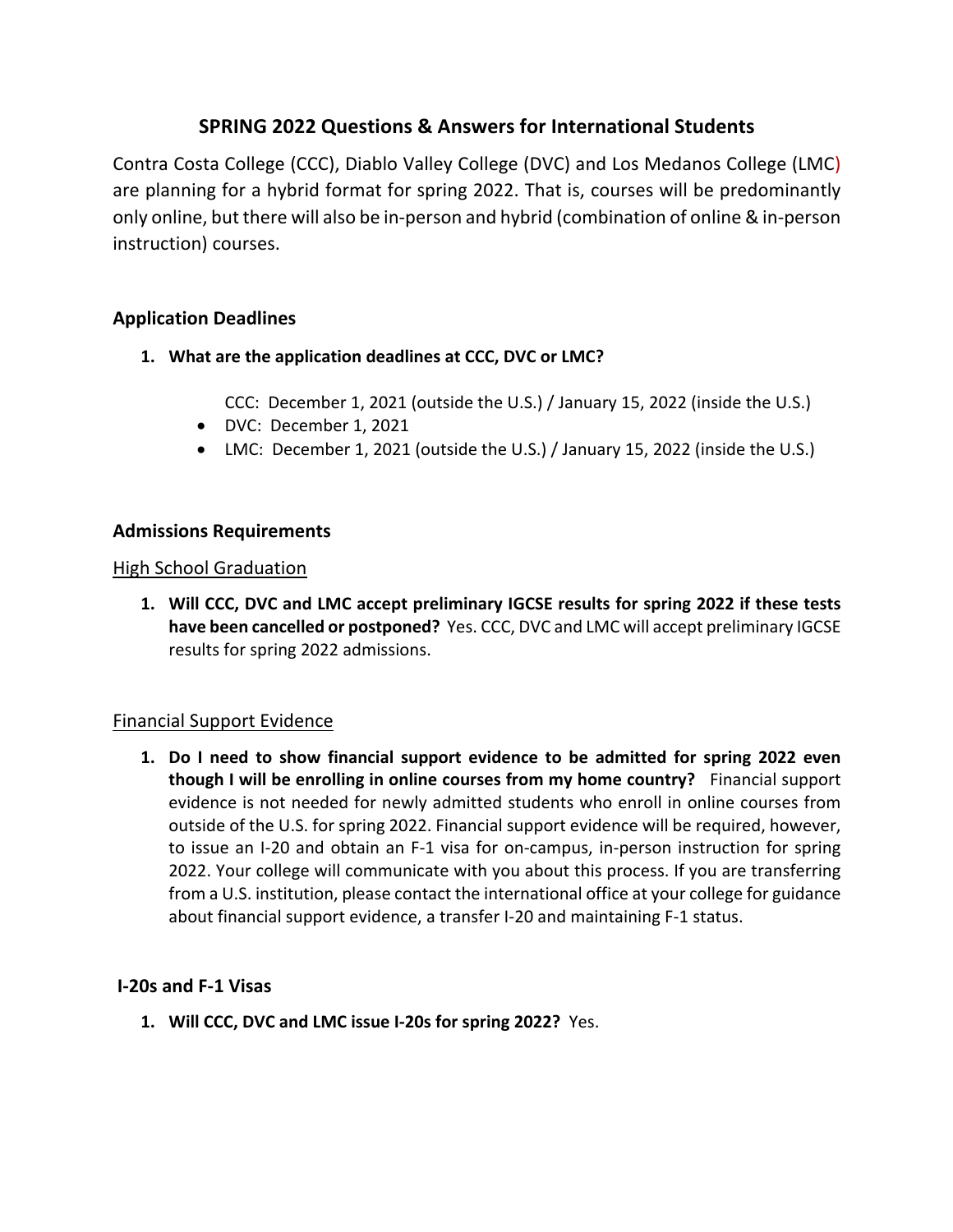# SPRING 2022 Questions & Answers for International Students

Contra Costa College (CCC), Diablo Valley College (DVC) and Los Medanos College (LMC) are planning for a hybrid format for spring 2022. That is, courses will be predominantly only online, but there will also be in-person and hybrid (combination of online & in-person instruction) courses.

## Application Deadlines

1. **What are the application deadlines at CCC, DVC or LMC?**

   CCC: December 1, 2021 (outside the U.S.) / January 15, 2022 (inside the U.S.)
   - DVC: December 1, 2021
   - LMC: December 1, 2021 (outside the U.S.) / January 15, 2022 (inside the U.S.)

## Admissions Requirements

### High School Graduation

1. **Will CCC, DVC and LMC accept preliminary IGCSE results for spring 2022 if these tests have been cancelled or postponed?** Yes. CCC, DVC and LMC will accept preliminary IGCSE results for spring 2022 admissions.

### Financial Support Evidence

1. **Do I need to show financial support evidence to be admitted for spring 2022 even though I will be enrolling in online courses from my home country?** Financial support evidence is not needed for newly admitted students who enroll in online courses from outside of the U.S. for spring 2022. Financial support evidence will be required, however, to issue an I-20 and obtain an F-1 visa for on-campus, in-person instruction for spring 2022. Your college will communicate with you about this process. If you are transferring from a U.S. institution, please contact the international office at your college for guidance about financial support evidence, a transfer I-20 and maintaining F-1 status.

## I-20s and F-1 Visas

1. **Will CCC, DVC and LMC issue I-20s for spring 2022?** Yes.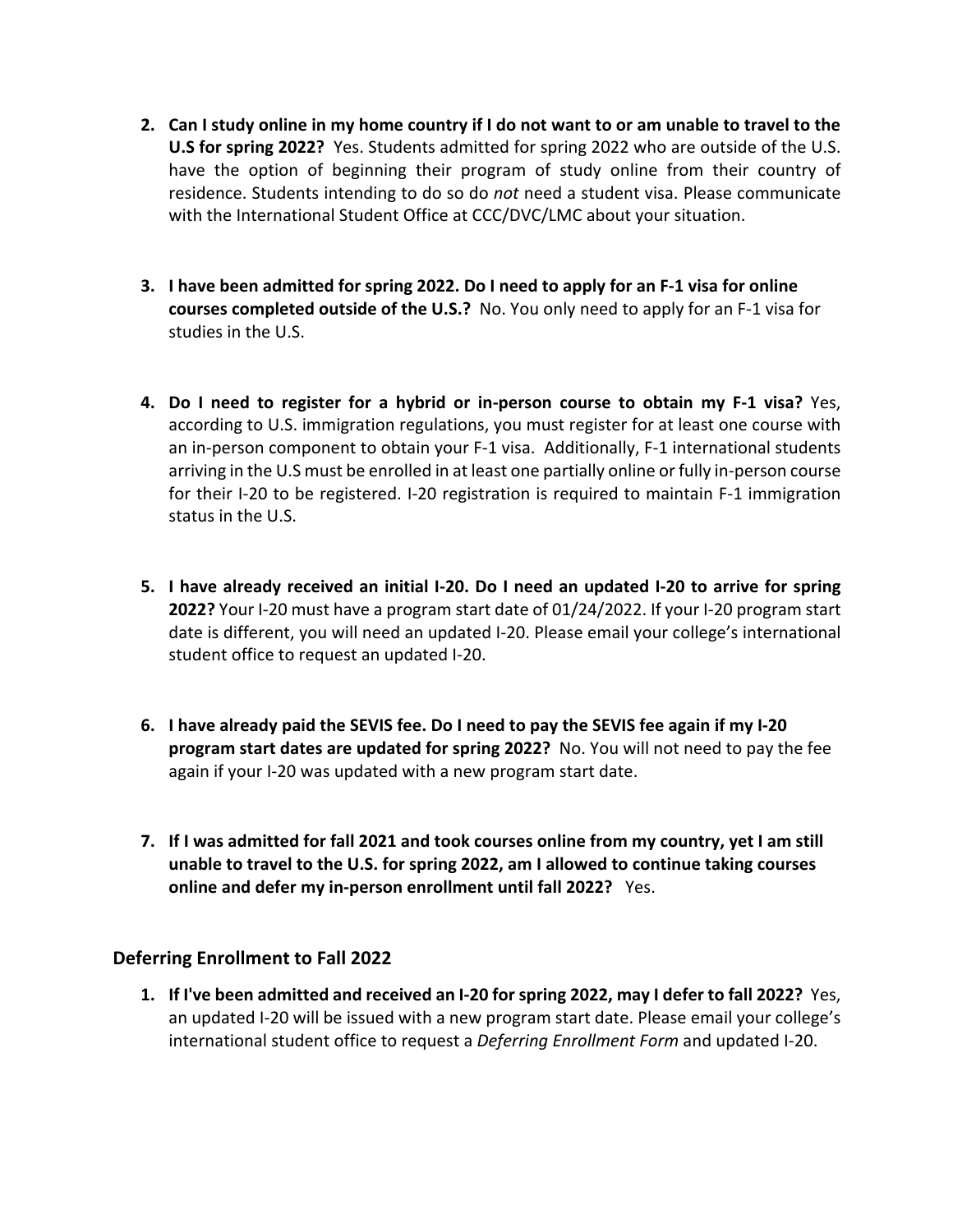2. **Can I study online in my home country if I do not want to or am unable to travel to the U.S for spring 2022?** Yes. Students admitted for spring 2022 who are outside of the U.S. have the option of beginning their program of study online from their country of residence. Students intending to do so do *not* need a student visa. Please communicate with the International Student Office at CCC/DVC/LMC about your situation.

3. **I have been admitted for spring 2022. Do I need to apply for an F-1 visa for online courses completed outside of the U.S.?** No. You only need to apply for an F-1 visa for studies in the U.S.

4. **Do I need to register for a hybrid or in-person course to obtain my F-1 visa?** Yes, according to U.S. immigration regulations, you must register for at least one course with an in-person component to obtain your F-1 visa. Additionally, F-1 international students arriving in the U.S must be enrolled in at least one partially online or fully in-person course for their I-20 to be registered. I-20 registration is required to maintain F-1 immigration status in the U.S.

5. **I have already received an initial I-20. Do I need an updated I-20 to arrive for spring 2022?** Your I-20 must have a program start date of 01/24/2022. If your I-20 program start date is different, you will need an updated I-20. Please email your college's international student office to request an updated I-20.

6. **I have already paid the SEVIS fee. Do I need to pay the SEVIS fee again if my I-20 program start dates are updated for spring 2022?** No. You will not need to pay the fee again if your I-20 was updated with a new program start date.

7. **If I was admitted for fall 2021 and took courses online from my country, yet I am still unable to travel to the U.S. for spring 2022, am I allowed to continue taking courses online and defer my in-person enrollment until fall 2022?** Yes.

## Deferring Enrollment to Fall 2022

1. **If I've been admitted and received an I-20 for spring 2022, may I defer to fall 2022?** Yes, an updated I-20 will be issued with a new program start date. Please email your college's international student office to request a *Deferring Enrollment Form* and updated I-20.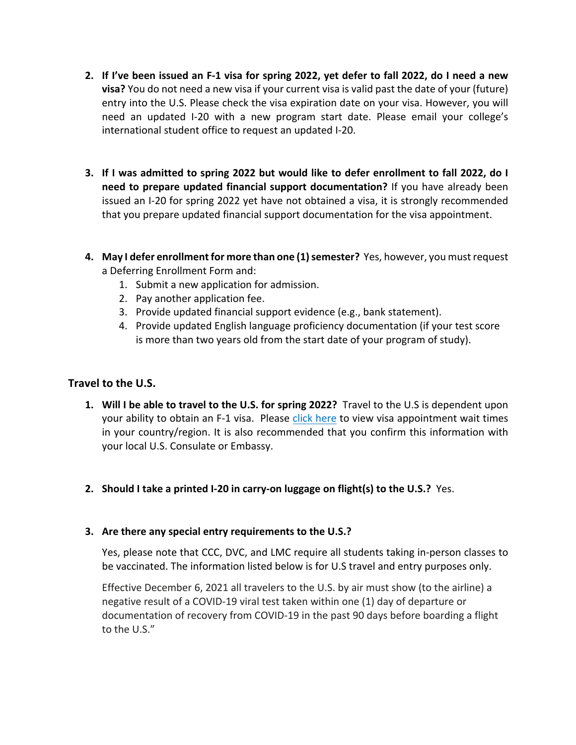2. **If I've been issued an F-1 visa for spring 2022, yet defer to fall 2022, do I need a new visa?** You do not need a new visa if your current visa is valid past the date of your (future) entry into the U.S. Please check the visa expiration date on your visa. However, you will need an updated I-20 with a new program start date. Please email your college's international student office to request an updated I-20.

3. **If I was admitted to spring 2022 but would like to defer enrollment to fall 2022, do I need to prepare updated financial support documentation?** If you have already been issued an I-20 for spring 2022 yet have not obtained a visa, it is strongly recommended that you prepare updated financial support documentation for the visa appointment.

4. **May I defer enrollment for more than one (1) semester?** Yes, however, you must request a Deferring Enrollment Form and:
   1. Submit a new application for admission.
   2. Pay another application fee.
   3. Provide updated financial support evidence (e.g., bank statement).
   4. Provide updated English language proficiency documentation (if your test score is more than two years old from the start date of your program of study).

## Travel to the U.S.

1. **Will I be able to travel to the U.S. for spring 2022?** Travel to the U.S is dependent upon your ability to obtain an F-1 visa. Please click here to view visa appointment wait times in your country/region. It is also recommended that you confirm this information with your local U.S. Consulate or Embassy.

2. **Should I take a printed I-20 in carry-on luggage on flight(s) to the U.S.?** Yes.

3. **Are there any special entry requirements to the U.S.?**

   Yes, please note that CCC, DVC, and LMC require all students taking in-person classes to be vaccinated. The information listed below is for U.S travel and entry purposes only.

   Effective December 6, 2021 all travelers to the U.S. by air must show (to the airline) a negative result of a COVID-19 viral test taken within one (1) day of departure or documentation of recovery from COVID-19 in the past 90 days before boarding a flight to the U.S."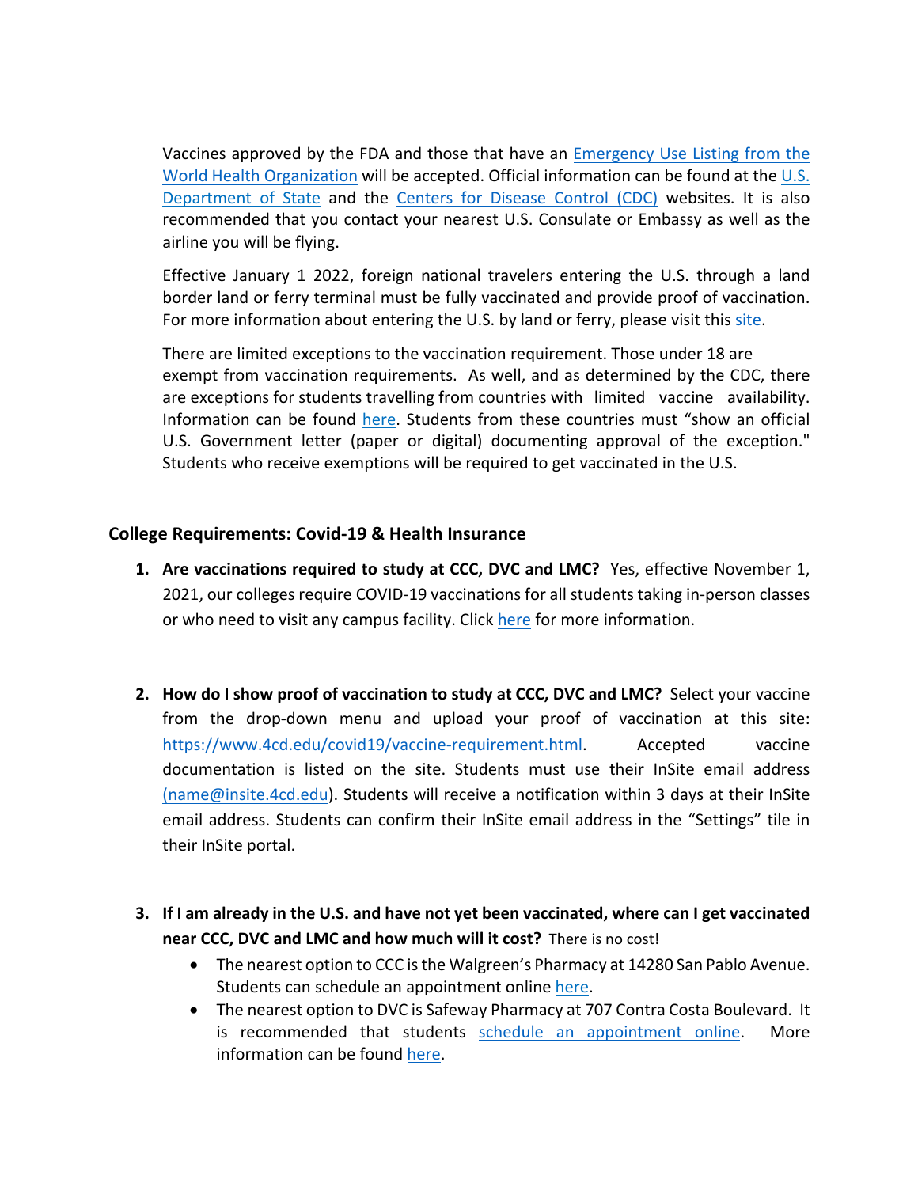Vaccines approved by the FDA and those that have an [Emergency Use Listing from the World Health Organization](#) will be accepted. Official information can be found at the [U.S. Department of State](#) and the [Centers for Disease Control (CDC)](#) websites. It is also recommended that you contact your nearest U.S. Consulate or Embassy as well as the airline you will be flying.

Effective January 1 2022, foreign national travelers entering the U.S. through a land border land or ferry terminal must be fully vaccinated and provide proof of vaccination. For more information about entering the U.S. by land or ferry, please visit this [site](#).

There are limited exceptions to the vaccination requirement. Those under 18 are exempt from vaccination requirements. As well, and as determined by the CDC, there are exceptions for students travelling from countries with limited vaccine availability. Information can be found [here](#). Students from these countries must "show an official U.S. Government letter (paper or digital) documenting approval of the exception." Students who receive exemptions will be required to get vaccinated in the U.S.

## College Requirements: Covid-19 & Health Insurance

1. **Are vaccinations required to study at CCC, DVC and LMC?** Yes, effective November 1, 2021, our colleges require COVID-19 vaccinations for all students taking in-person classes or who need to visit any campus facility. Click [here](#) for more information.

2. **How do I show proof of vaccination to study at CCC, DVC and LMC?** Select your vaccine from the drop-down menu and upload your proof of vaccination at this site: https://www.4cd.edu/covid19/vaccine-requirement.html. Accepted vaccine documentation is listed on the site. Students must use their InSite email address (name@insite.4cd.edu). Students will receive a notification within 3 days at their InSite email address. Students can confirm their InSite email address in the "Settings" tile in their InSite portal.

3. **If I am already in the U.S. and have not yet been vaccinated, where can I get vaccinated near CCC, DVC and LMC and how much will it cost?** There is no cost!
   - The nearest option to CCC is the Walgreen's Pharmacy at 14280 San Pablo Avenue. Students can schedule an appointment online [here](#).
   - The nearest option to DVC is Safeway Pharmacy at 707 Contra Costa Boulevard. It is recommended that students [schedule an appointment online](#). More information can be found [here](#).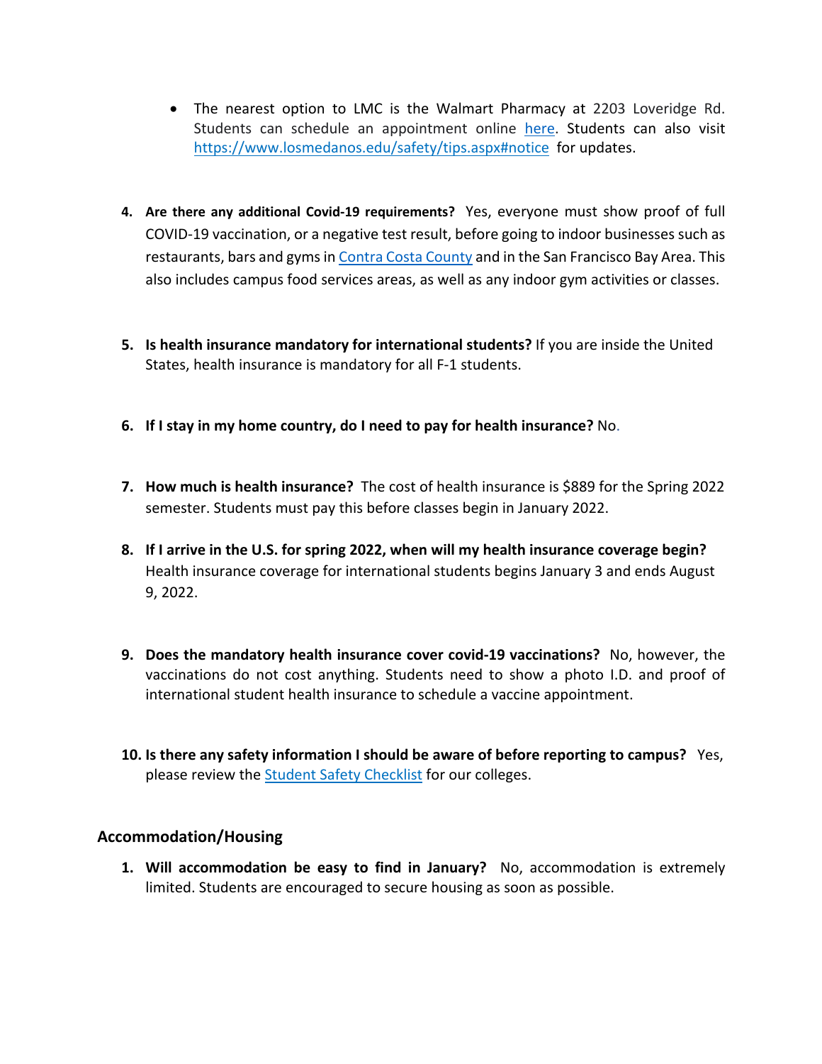- The nearest option to LMC is the Walmart Pharmacy at 2203 Loveridge Rd. Students can schedule an appointment online here. Students can also visit https://www.losmedanos.edu/safety/tips.aspx#notice for updates.

4. **Are there any additional Covid-19 requirements?** Yes, everyone must show proof of full COVID-19 vaccination, or a negative test result, before going to indoor businesses such as restaurants, bars and gyms in Contra Costa County and in the San Francisco Bay Area. This also includes campus food services areas, as well as any indoor gym activities or classes.

5. **Is health insurance mandatory for international students?** If you are inside the United States, health insurance is mandatory for all F-1 students.

6. **If I stay in my home country, do I need to pay for health insurance?** No.

7. **How much is health insurance?** The cost of health insurance is $889 for the Spring 2022 semester. Students must pay this before classes begin in January 2022.

8. **If I arrive in the U.S. for spring 2022, when will my health insurance coverage begin?** Health insurance coverage for international students begins January 3 and ends August 9, 2022.

9. **Does the mandatory health insurance cover covid-19 vaccinations?** No, however, the vaccinations do not cost anything. Students need to show a photo I.D. and proof of international student health insurance to schedule a vaccine appointment.

10. **Is there any safety information I should be aware of before reporting to campus?** Yes, please review the Student Safety Checklist for our colleges.

## Accommodation/Housing

1. **Will accommodation be easy to find in January?** No, accommodation is extremely limited. Students are encouraged to secure housing as soon as possible.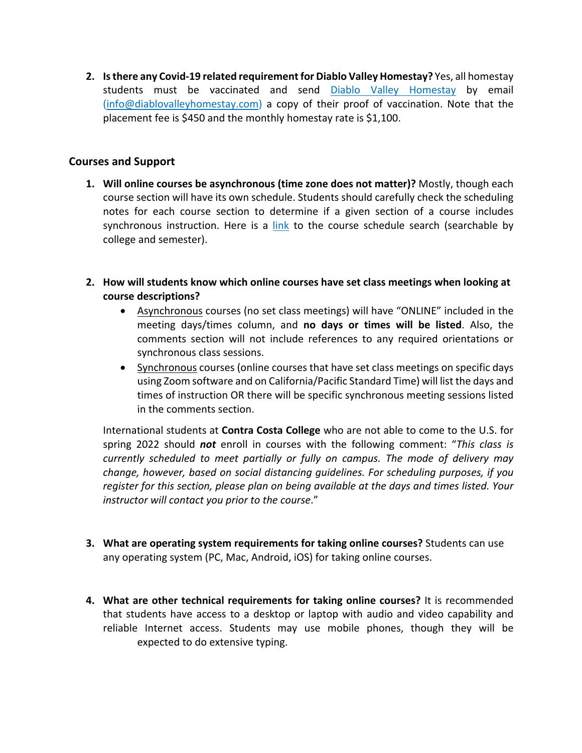2. **Is there any Covid-19 related requirement for Diablo Valley Homestay?** Yes, all homestay students must be vaccinated and send Diablo Valley Homestay by email (info@diablovalleyhomestay.com) a copy of their proof of vaccination. Note that the placement fee is $450 and the monthly homestay rate is $1,100.

## Courses and Support

1. **Will online courses be asynchronous (time zone does not matter)?** Mostly, though each course section will have its own schedule. Students should carefully check the scheduling notes for each course section to determine if a given section of a course includes synchronous instruction. Here is a link to the course schedule search (searchable by college and semester).

2. **How will students know which online courses have set class meetings when looking at course descriptions?**
   - Asynchronous courses (no set class meetings) will have "ONLINE" included in the meeting days/times column, and **no days or times will be listed**. Also, the comments section will not include references to any required orientations or synchronous class sessions.
   - Synchronous courses (online courses that have set class meetings on specific days using Zoom software and on California/Pacific Standard Time) will list the days and times of instruction OR there will be specific synchronous meeting sessions listed in the comments section.

   International students at **Contra Costa College** who are not able to come to the U.S. for spring 2022 should ***not*** enroll in courses with the following comment: "*This class is currently scheduled to meet partially or fully on campus. The mode of delivery may change, however, based on social distancing guidelines. For scheduling purposes, if you register for this section, please plan on being available at the days and times listed. Your instructor will contact you prior to the course*."

3. **What are operating system requirements for taking online courses?** Students can use any operating system (PC, Mac, Android, iOS) for taking online courses.

4. **What are other technical requirements for taking online courses?** It is recommended that students have access to a desktop or laptop with audio and video capability and reliable Internet access. Students may use mobile phones, though they will be expected to do extensive typing.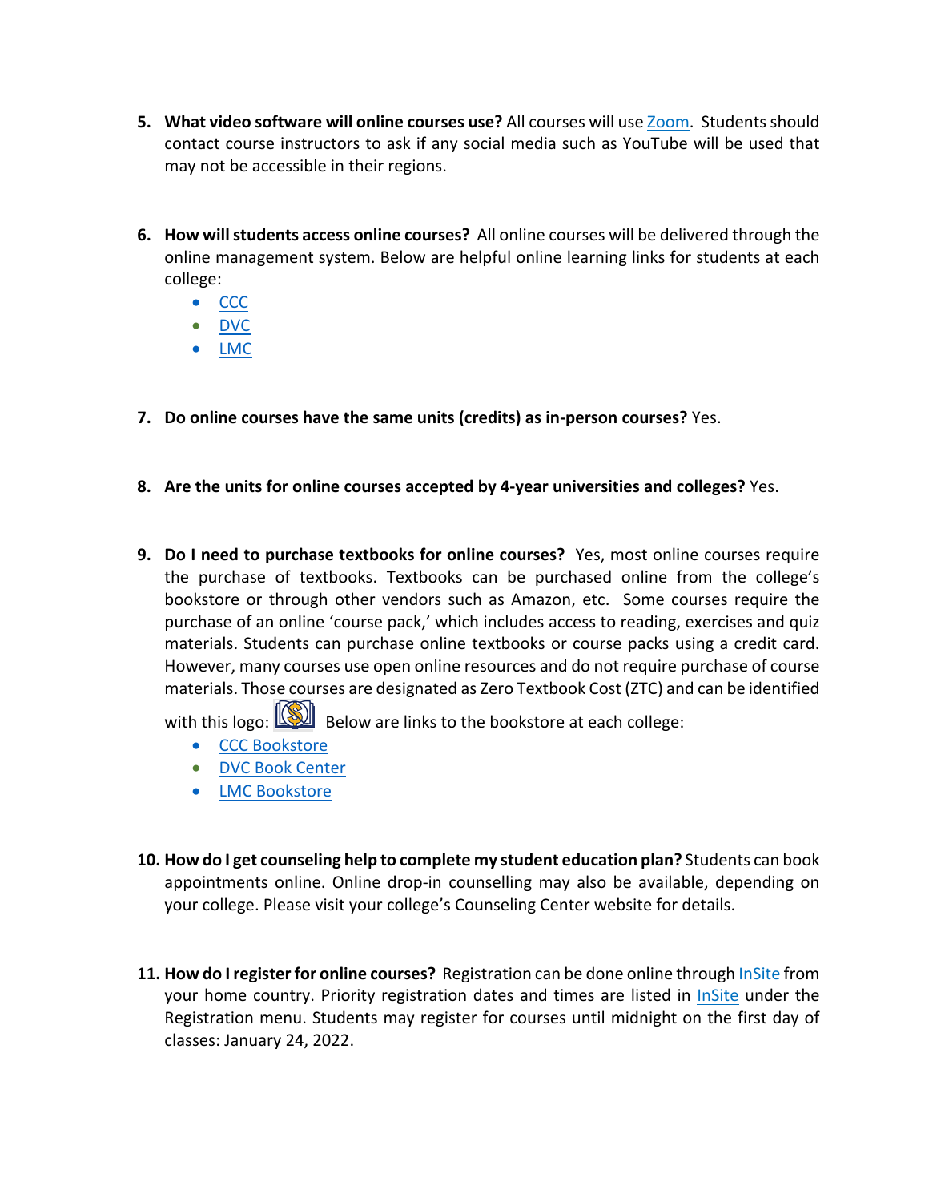5. **What video software will online courses use?** All courses will use Zoom. Students should contact course instructors to ask if any social media such as YouTube will be used that may not be accessible in their regions.

6. **How will students access online courses?** All online courses will be delivered through the online management system. Below are helpful online learning links for students at each college:
   - CCC
   - DVC
   - LMC

7. **Do online courses have the same units (credits) as in-person courses?** Yes.

8. **Are the units for online courses accepted by 4-year universities and colleges?** Yes.

9. **Do I need to purchase textbooks for online courses?** Yes, most online courses require the purchase of textbooks. Textbooks can be purchased online from the college's bookstore or through other vendors such as Amazon, etc. Some courses require the purchase of an online 'course pack,' which includes access to reading, exercises and quiz materials. Students can purchase online textbooks or course packs using a credit card. However, many courses use open online resources and do not require purchase of course materials. Those courses are designated as Zero Textbook Cost (ZTC) and can be identified with this logo: Below are links to the bookstore at each college:
   - CCC Bookstore
   - DVC Book Center
   - LMC Bookstore

10. **How do I get counseling help to complete my student education plan?** Students can book appointments online. Online drop-in counselling may also be available, depending on your college. Please visit your college's Counseling Center website for details.

11. **How do I register for online courses?** Registration can be done online through InSite from your home country. Priority registration dates and times are listed in InSite under the Registration menu. Students may register for courses until midnight on the first day of classes: January 24, 2022.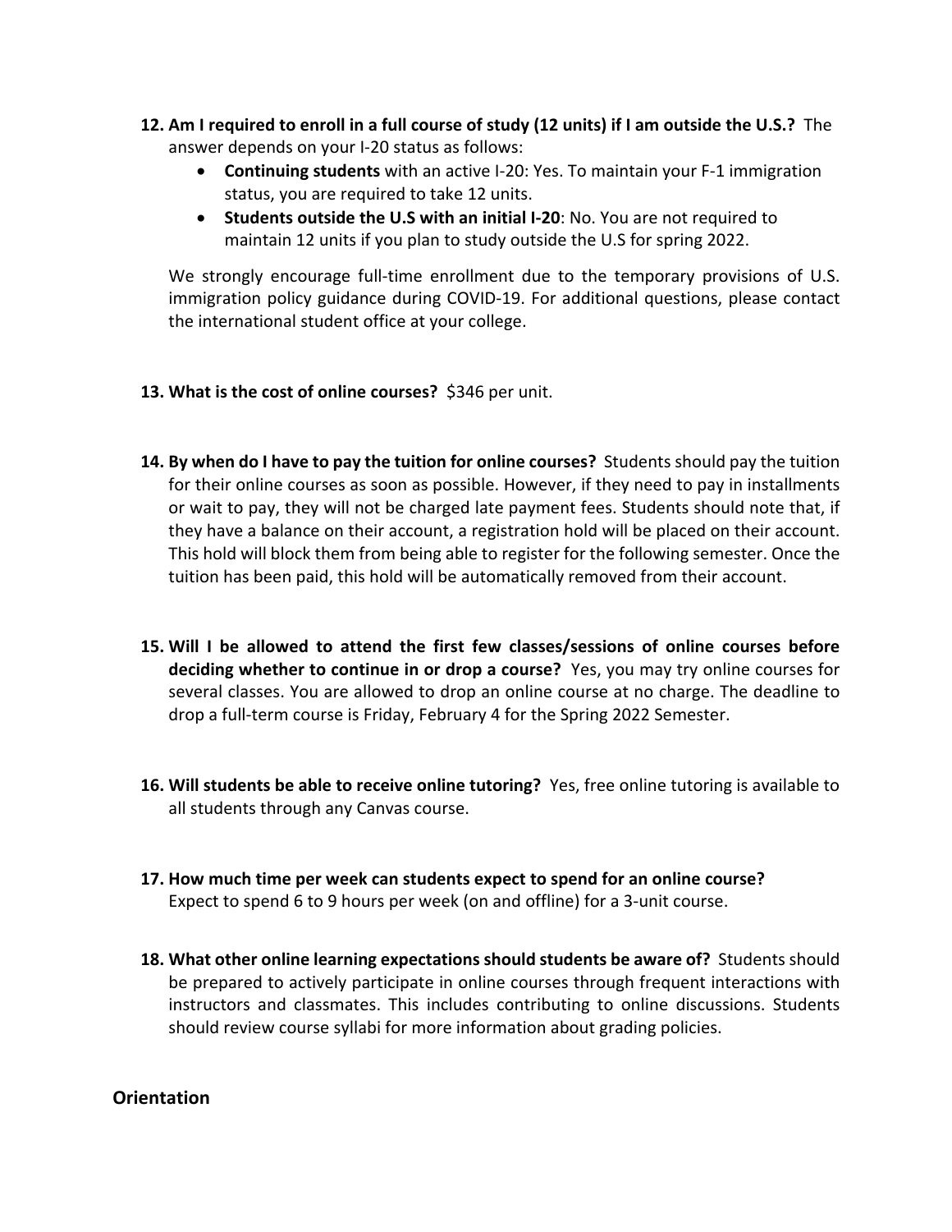12. **Am I required to enroll in a full course of study (12 units) if I am outside the U.S.?** The answer depends on your I-20 status as follows:
    - **Continuing students** with an active I-20: Yes. To maintain your F-1 immigration status, you are required to take 12 units.
    - **Students outside the U.S with an initial I-20**: No. You are not required to maintain 12 units if you plan to study outside the U.S for spring 2022.

    We strongly encourage full-time enrollment due to the temporary provisions of U.S. immigration policy guidance during COVID-19. For additional questions, please contact the international student office at your college.

13. **What is the cost of online courses?** $346 per unit.

14. **By when do I have to pay the tuition for online courses?** Students should pay the tuition for their online courses as soon as possible. However, if they need to pay in installments or wait to pay, they will not be charged late payment fees. Students should note that, if they have a balance on their account, a registration hold will be placed on their account. This hold will block them from being able to register for the following semester. Once the tuition has been paid, this hold will be automatically removed from their account.

15. **Will I be allowed to attend the first few classes/sessions of online courses before deciding whether to continue in or drop a course?** Yes, you may try online courses for several classes. You are allowed to drop an online course at no charge. The deadline to drop a full-term course is Friday, February 4 for the Spring 2022 Semester.

16. **Will students be able to receive online tutoring?** Yes, free online tutoring is available to all students through any Canvas course.

17. **How much time per week can students expect to spend for an online course?** Expect to spend 6 to 9 hours per week (on and offline) for a 3-unit course.

18. **What other online learning expectations should students be aware of?** Students should be prepared to actively participate in online courses through frequent interactions with instructors and classmates. This includes contributing to online discussions. Students should review course syllabi for more information about grading policies.

## Orientation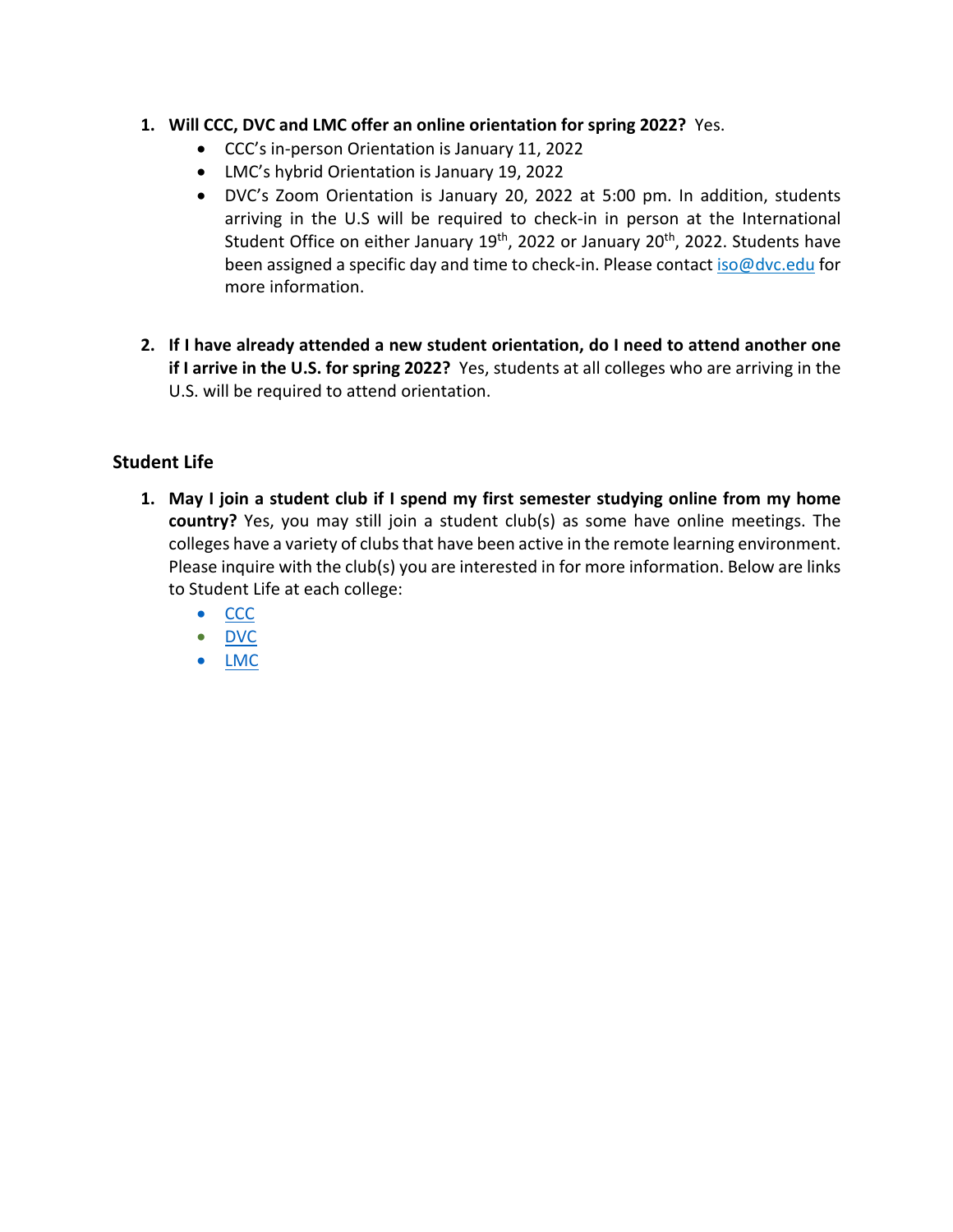1. **Will CCC, DVC and LMC offer an online orientation for spring 2022?** Yes.
   - CCC's in-person Orientation is January 11, 2022
   - LMC's hybrid Orientation is January 19, 2022
   - DVC's Zoom Orientation is January 20, 2022 at 5:00 pm. In addition, students arriving in the U.S will be required to check-in in person at the International Student Office on either January 19th, 2022 or January 20th, 2022. Students have been assigned a specific day and time to check-in. Please contact iso@dvc.edu for more information.

2. **If I have already attended a new student orientation, do I need to attend another one if I arrive in the U.S. for spring 2022?** Yes, students at all colleges who are arriving in the U.S. will be required to attend orientation.

## Student Life

1. **May I join a student club if I spend my first semester studying online from my home country?** Yes, you may still join a student club(s) as some have online meetings. The colleges have a variety of clubs that have been active in the remote learning environment. Please inquire with the club(s) you are interested in for more information. Below are links to Student Life at each college:
   - CCC
   - DVC
   - LMC